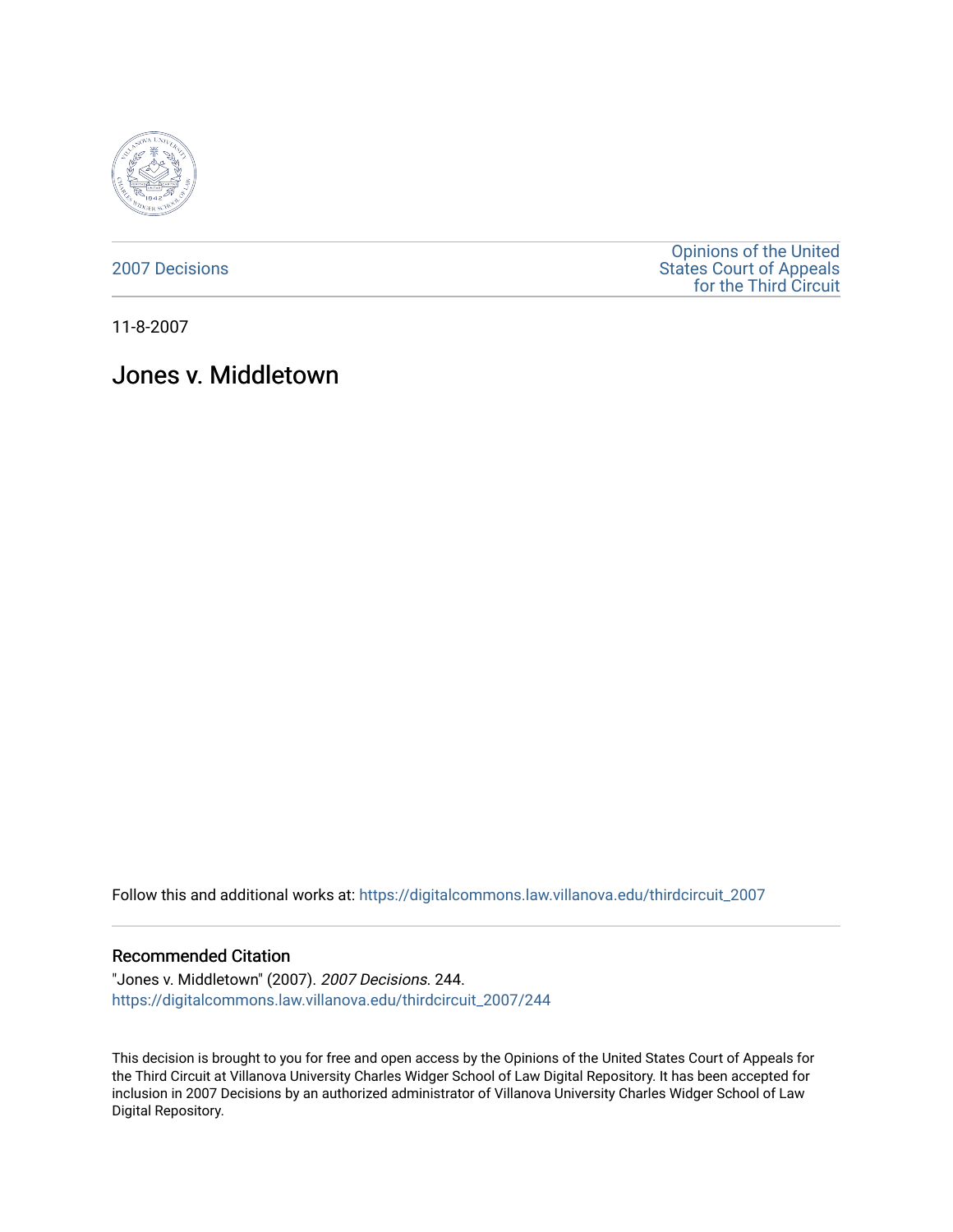2007 Decisions

Opinions of the United States Court of Appeals for the Third Circuit

11-8-2007

# Jones v. Middletown

Follow this and additional works at: https://digitalcommons.law.villanova.edu/thirdcircuit_2007

### Recommended Citation

"Jones v. Middletown" (2007). *2007 Decisions*. 244.
https://digitalcommons.law.villanova.edu/thirdcircuit_2007/244

This decision is brought to you for free and open access by the Opinions of the United States Court of Appeals for the Third Circuit at Villanova University Charles Widger School of Law Digital Repository. It has been accepted for inclusion in 2007 Decisions by an authorized administrator of Villanova University Charles Widger School of Law Digital Repository.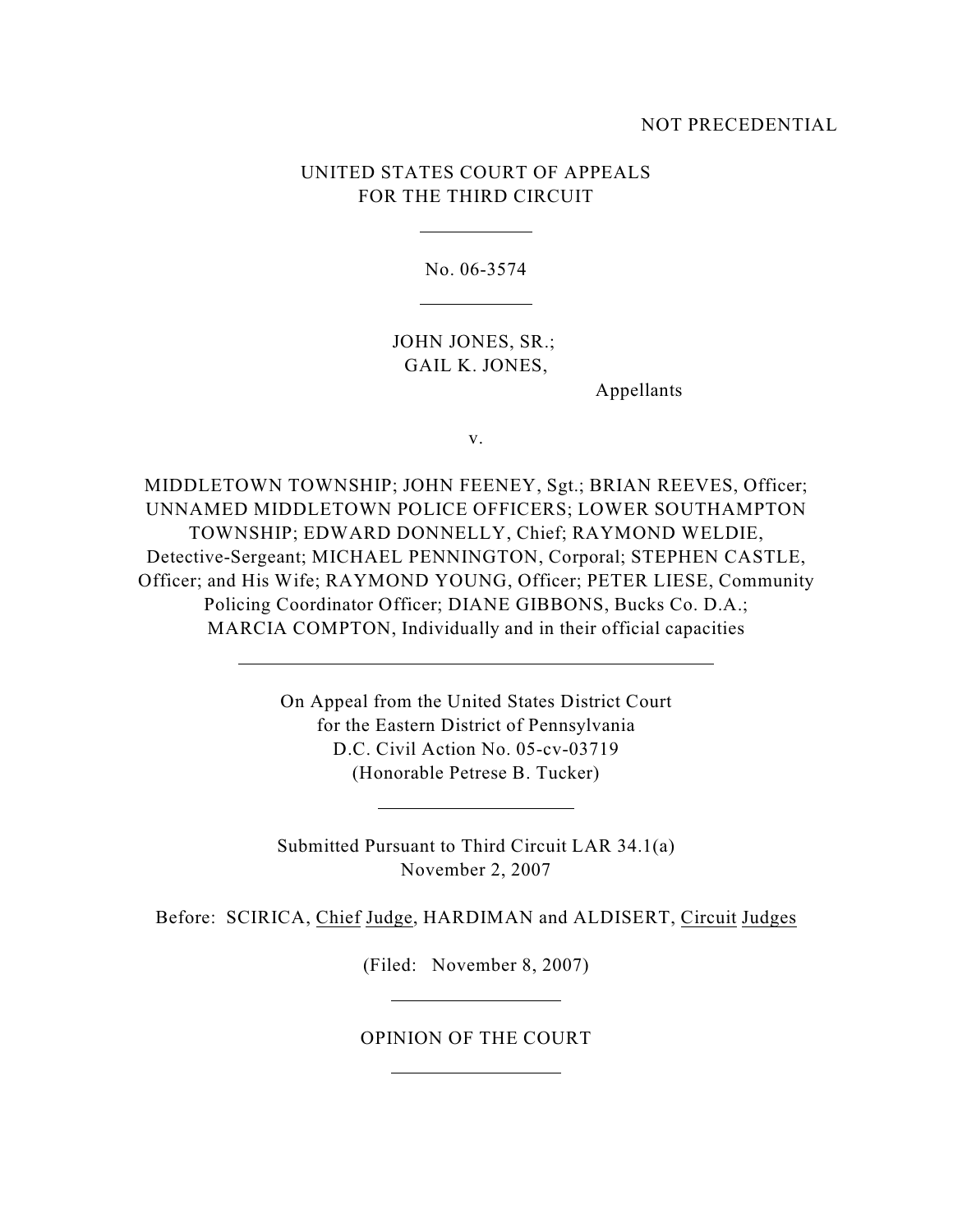NOT PRECEDENTIAL

UNITED STATES COURT OF APPEALS
FOR THE THIRD CIRCUIT

---

No. 06-3574

---

JOHN JONES, SR.;
GAIL K. JONES,

Appellants

v.

MIDDLETOWN TOWNSHIP; JOHN FEENEY, Sgt.; BRIAN REEVES, Officer; UNNAMED MIDDLETOWN POLICE OFFICERS; LOWER SOUTHAMPTON TOWNSHIP; EDWARD DONNELLY, Chief; RAYMOND WELDIE, Detective-Sergeant; MICHAEL PENNINGTON, Corporal; STEPHEN CASTLE, Officer; and His Wife; RAYMOND YOUNG, Officer; PETER LIESE, Community Policing Coordinator Officer; DIANE GIBBONS, Bucks Co. D.A.; MARCIA COMPTON, Individually and in their official capacities

---

On Appeal from the United States District Court
for the Eastern District of Pennsylvania
D.C. Civil Action No. 05-cv-03719
(Honorable Petrese B. Tucker)

---

Submitted Pursuant to Third Circuit LAR 34.1(a)
November 2, 2007

Before: SCIRICA, Chief Judge, HARDIMAN and ALDISERT, Circuit Judges

(Filed: November 8, 2007)

---

OPINION OF THE COURT

---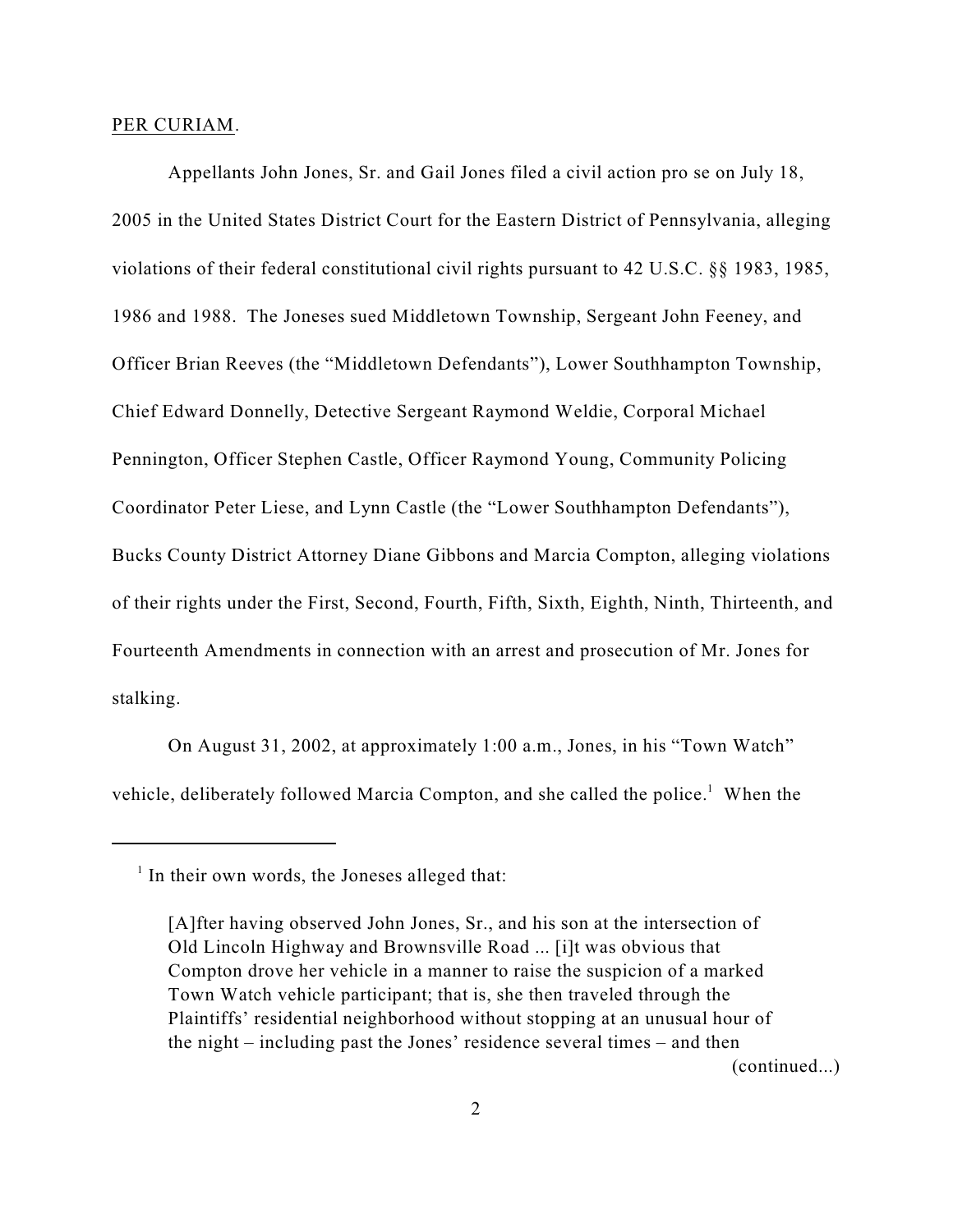PER CURIAM.

Appellants John Jones, Sr. and Gail Jones filed a civil action pro se on July 18, 2005 in the United States District Court for the Eastern District of Pennsylvania, alleging violations of their federal constitutional civil rights pursuant to 42 U.S.C. §§ 1983, 1985, 1986 and 1988. The Joneses sued Middletown Township, Sergeant John Feeney, and Officer Brian Reeves (the "Middletown Defendants"), Lower Southhampton Township, Chief Edward Donnelly, Detective Sergeant Raymond Weldie, Corporal Michael Pennington, Officer Stephen Castle, Officer Raymond Young, Community Policing Coordinator Peter Liese, and Lynn Castle (the "Lower Southhampton Defendants"), Bucks County District Attorney Diane Gibbons and Marcia Compton, alleging violations of their rights under the First, Second, Fourth, Fifth, Sixth, Eighth, Ninth, Thirteenth, and Fourteenth Amendments in connection with an arrest and prosecution of Mr. Jones for stalking.

On August 31, 2002, at approximately 1:00 a.m., Jones, in his "Town Watch" vehicle, deliberately followed Marcia Compton, and she called the police.[1] When the

---

[1] In their own words, the Joneses alleged that:

> [A]fter having observed John Jones, Sr., and his son at the intersection of Old Lincoln Highway and Brownsville Road ... [i]t was obvious that Compton drove her vehicle in a manner to raise the suspicion of a marked Town Watch vehicle participant; that is, she then traveled through the Plaintiffs' residential neighborhood without stopping at an unusual hour of the night – including past the Jones' residence several times – and then
>
> (continued...)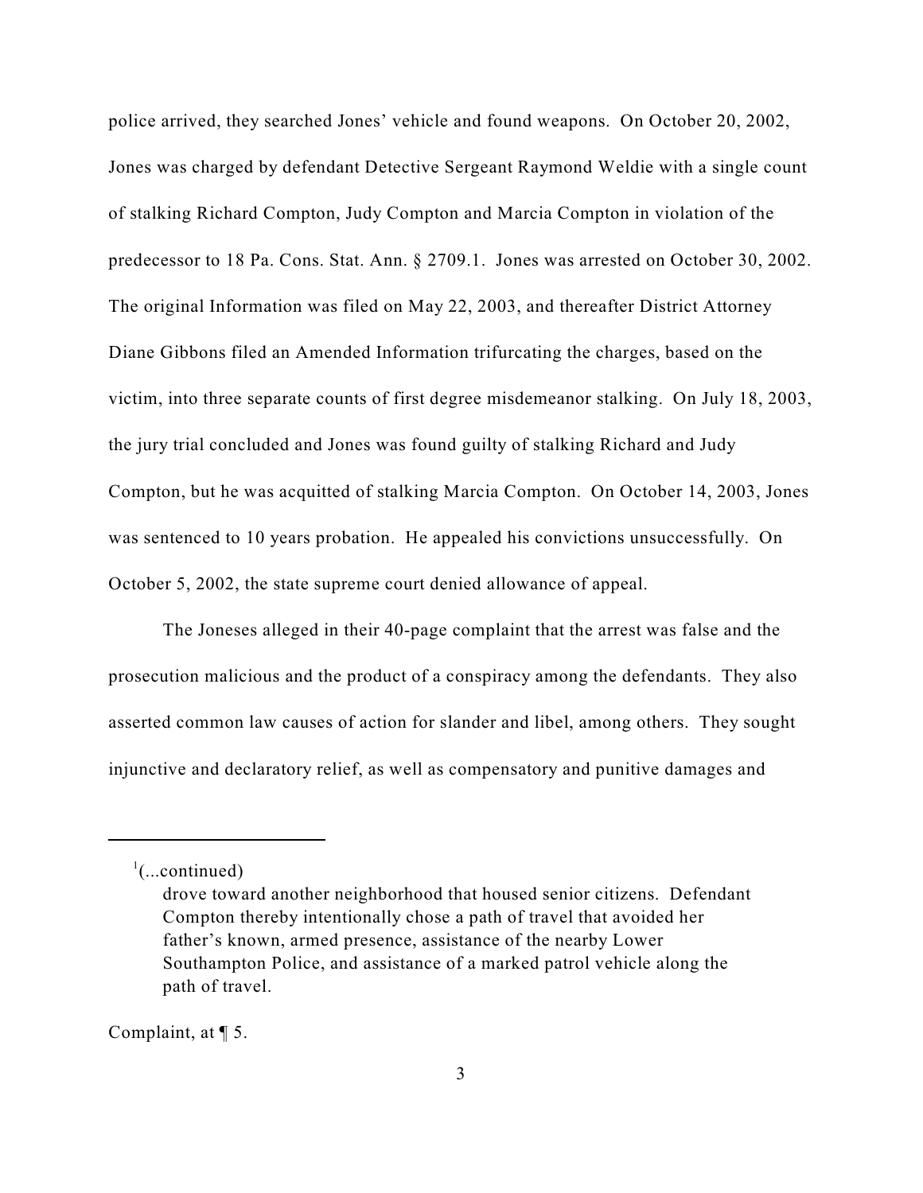police arrived, they searched Jones' vehicle and found weapons. On October 20, 2002, Jones was charged by defendant Detective Sergeant Raymond Weldie with a single count of stalking Richard Compton, Judy Compton and Marcia Compton in violation of the predecessor to 18 Pa. Cons. Stat. Ann. § 2709.1. Jones was arrested on October 30, 2002. The original Information was filed on May 22, 2003, and thereafter District Attorney Diane Gibbons filed an Amended Information trifurcating the charges, based on the victim, into three separate counts of first degree misdemeanor stalking. On July 18, 2003, the jury trial concluded and Jones was found guilty of stalking Richard and Judy Compton, but he was acquitted of stalking Marcia Compton. On October 14, 2003, Jones was sentenced to 10 years probation. He appealed his convictions unsuccessfully. On October 5, 2002, the state supreme court denied allowance of appeal.

The Joneses alleged in their 40-page complaint that the arrest was false and the prosecution malicious and the product of a conspiracy among the defendants. They also asserted common law causes of action for slander and libel, among others. They sought injunctive and declaratory relief, as well as compensatory and punitive damages and

---

[1](...continued)

> drove toward another neighborhood that housed senior citizens. Defendant Compton thereby intentionally chose a path of travel that avoided her father's known, armed presence, assistance of the nearby Lower Southampton Police, and assistance of a marked patrol vehicle along the path of travel.

Complaint, at ¶ 5.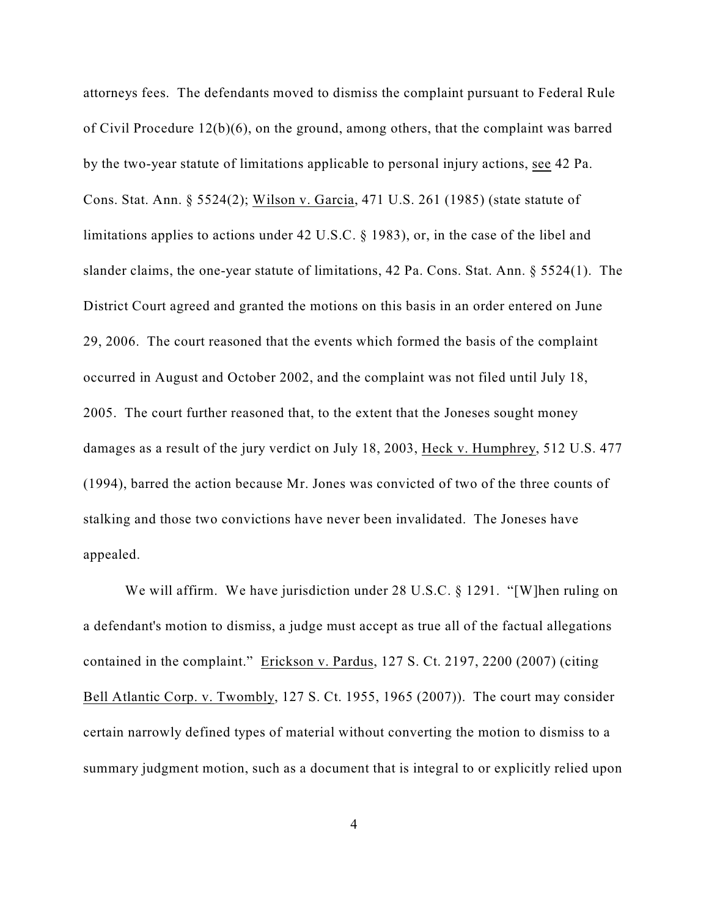attorneys fees. The defendants moved to dismiss the complaint pursuant to Federal Rule of Civil Procedure 12(b)(6), on the ground, among others, that the complaint was barred by the two-year statute of limitations applicable to personal injury actions, see 42 Pa. Cons. Stat. Ann. § 5524(2); Wilson v. Garcia, 471 U.S. 261 (1985) (state statute of limitations applies to actions under 42 U.S.C. § 1983), or, in the case of the libel and slander claims, the one-year statute of limitations, 42 Pa. Cons. Stat. Ann. § 5524(1). The District Court agreed and granted the motions on this basis in an order entered on June 29, 2006. The court reasoned that the events which formed the basis of the complaint occurred in August and October 2002, and the complaint was not filed until July 18, 2005. The court further reasoned that, to the extent that the Joneses sought money damages as a result of the jury verdict on July 18, 2003, Heck v. Humphrey, 512 U.S. 477 (1994), barred the action because Mr. Jones was convicted of two of the three counts of stalking and those two convictions have never been invalidated. The Joneses have appealed.

We will affirm. We have jurisdiction under 28 U.S.C. § 1291. "[W]hen ruling on a defendant's motion to dismiss, a judge must accept as true all of the factual allegations contained in the complaint." Erickson v. Pardus, 127 S. Ct. 2197, 2200 (2007) (citing Bell Atlantic Corp. v. Twombly, 127 S. Ct. 1955, 1965 (2007)). The court may consider certain narrowly defined types of material without converting the motion to dismiss to a summary judgment motion, such as a document that is integral to or explicitly relied upon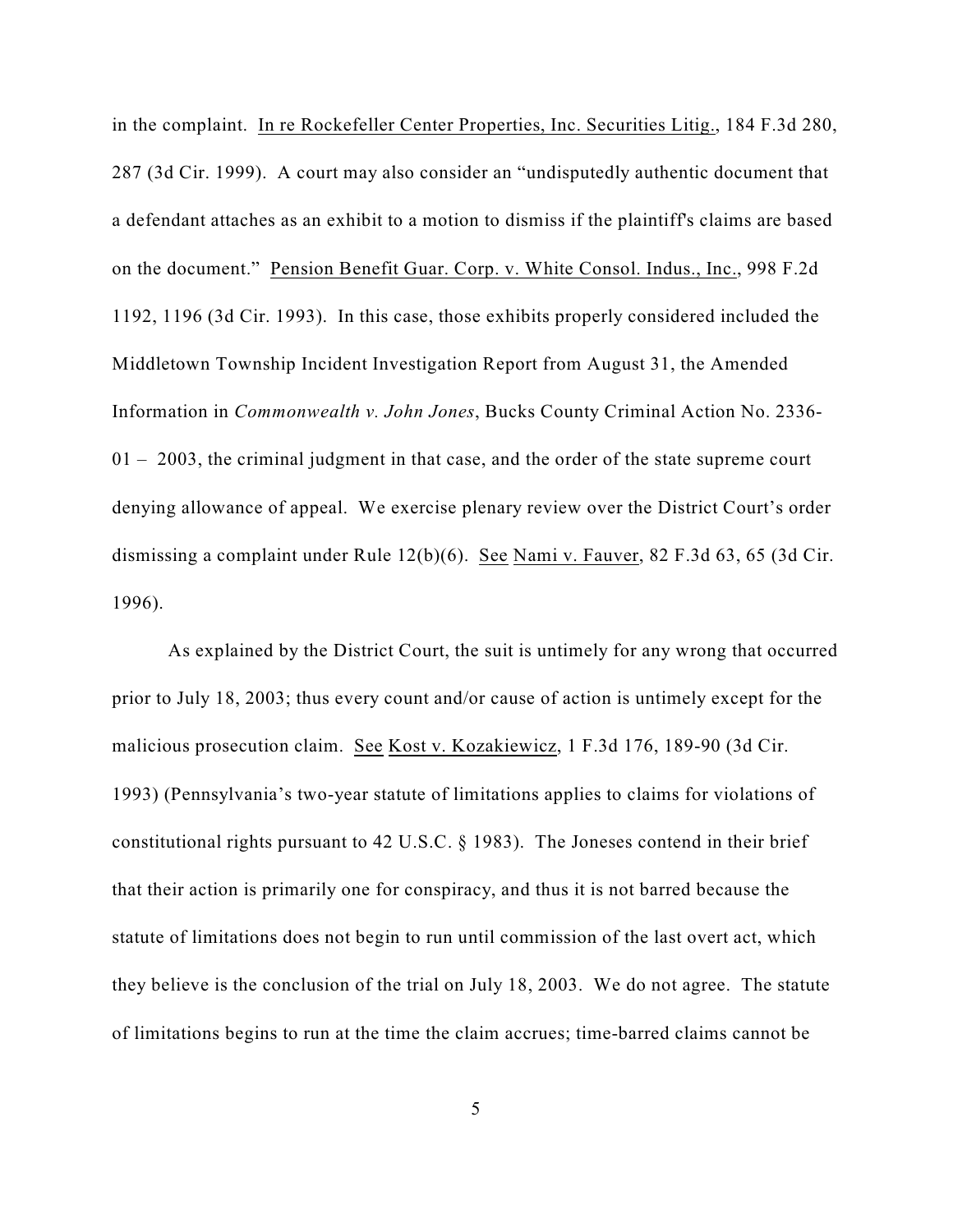in the complaint. In re Rockefeller Center Properties, Inc. Securities Litig., 184 F.3d 280, 287 (3d Cir. 1999). A court may also consider an "undisputedly authentic document that a defendant attaches as an exhibit to a motion to dismiss if the plaintiff's claims are based on the document." Pension Benefit Guar. Corp. v. White Consol. Indus., Inc., 998 F.2d 1192, 1196 (3d Cir. 1993). In this case, those exhibits properly considered included the Middletown Township Incident Investigation Report from August 31, the Amended Information in *Commonwealth v. John Jones*, Bucks County Criminal Action No. 2336-01 – 2003, the criminal judgment in that case, and the order of the state supreme court denying allowance of appeal. We exercise plenary review over the District Court's order dismissing a complaint under Rule 12(b)(6). See Nami v. Fauver, 82 F.3d 63, 65 (3d Cir. 1996).

As explained by the District Court, the suit is untimely for any wrong that occurred prior to July 18, 2003; thus every count and/or cause of action is untimely except for the malicious prosecution claim. See Kost v. Kozakiewicz, 1 F.3d 176, 189-90 (3d Cir. 1993) (Pennsylvania's two-year statute of limitations applies to claims for violations of constitutional rights pursuant to 42 U.S.C. § 1983). The Joneses contend in their brief that their action is primarily one for conspiracy, and thus it is not barred because the statute of limitations does not begin to run until commission of the last overt act, which they believe is the conclusion of the trial on July 18, 2003. We do not agree. The statute of limitations begins to run at the time the claim accrues; time-barred claims cannot be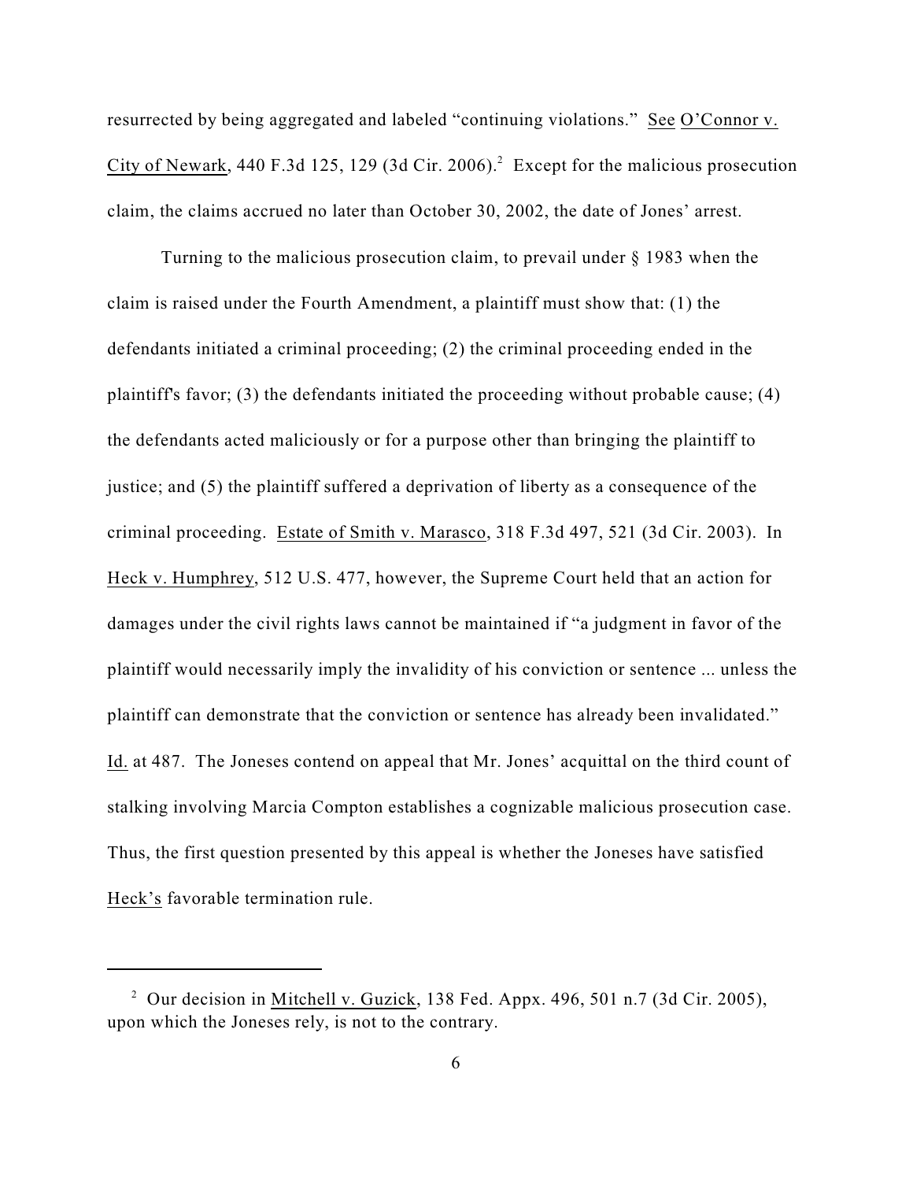resurrected by being aggregated and labeled "continuing violations." See O'Connor v. City of Newark, 440 F.3d 125, 129 (3d Cir. 2006).[2] Except for the malicious prosecution claim, the claims accrued no later than October 30, 2002, the date of Jones' arrest.

Turning to the malicious prosecution claim, to prevail under § 1983 when the claim is raised under the Fourth Amendment, a plaintiff must show that: (1) the defendants initiated a criminal proceeding; (2) the criminal proceeding ended in the plaintiff's favor; (3) the defendants initiated the proceeding without probable cause; (4) the defendants acted maliciously or for a purpose other than bringing the plaintiff to justice; and (5) the plaintiff suffered a deprivation of liberty as a consequence of the criminal proceeding. Estate of Smith v. Marasco, 318 F.3d 497, 521 (3d Cir. 2003). In Heck v. Humphrey, 512 U.S. 477, however, the Supreme Court held that an action for damages under the civil rights laws cannot be maintained if "a judgment in favor of the plaintiff would necessarily imply the invalidity of his conviction or sentence ... unless the plaintiff can demonstrate that the conviction or sentence has already been invalidated." Id. at 487. The Joneses contend on appeal that Mr. Jones' acquittal on the third count of stalking involving Marcia Compton establishes a cognizable malicious prosecution case. Thus, the first question presented by this appeal is whether the Joneses have satisfied Heck's favorable termination rule.

---

[2] Our decision in Mitchell v. Guzick, 138 Fed. Appx. 496, 501 n.7 (3d Cir. 2005), upon which the Joneses rely, is not to the contrary.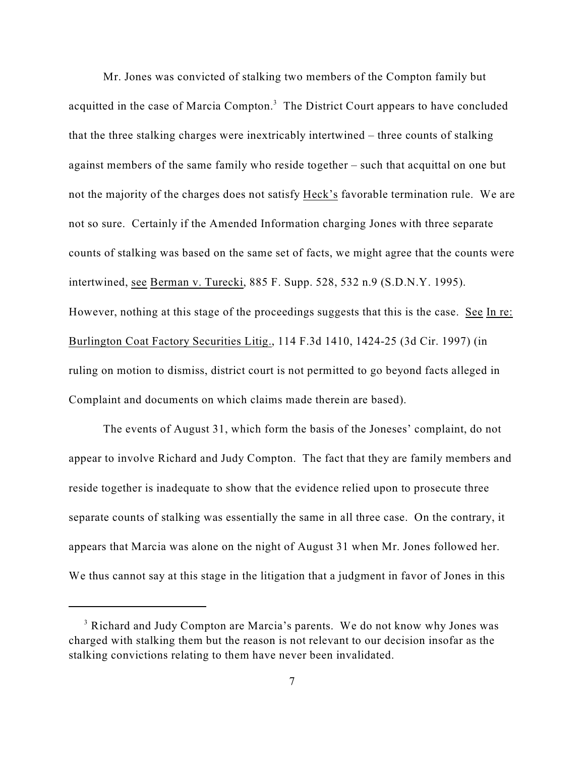Mr. Jones was convicted of stalking two members of the Compton family but acquitted in the case of Marcia Compton.[3] The District Court appears to have concluded that the three stalking charges were inextricably intertwined – three counts of stalking against members of the same family who reside together – such that acquittal on one but not the majority of the charges does not satisfy Heck's favorable termination rule. We are not so sure. Certainly if the Amended Information charging Jones with three separate counts of stalking was based on the same set of facts, we might agree that the counts were intertwined, see Berman v. Turecki, 885 F. Supp. 528, 532 n.9 (S.D.N.Y. 1995). However, nothing at this stage of the proceedings suggests that this is the case. See In re: Burlington Coat Factory Securities Litig., 114 F.3d 1410, 1424-25 (3d Cir. 1997) (in ruling on motion to dismiss, district court is not permitted to go beyond facts alleged in Complaint and documents on which claims made therein are based).

The events of August 31, which form the basis of the Joneses' complaint, do not appear to involve Richard and Judy Compton. The fact that they are family members and reside together is inadequate to show that the evidence relied upon to prosecute three separate counts of stalking was essentially the same in all three case. On the contrary, it appears that Marcia was alone on the night of August 31 when Mr. Jones followed her. We thus cannot say at this stage in the litigation that a judgment in favor of Jones in this

[3] Richard and Judy Compton are Marcia's parents. We do not know why Jones was charged with stalking them but the reason is not relevant to our decision insofar as the stalking convictions relating to them have never been invalidated.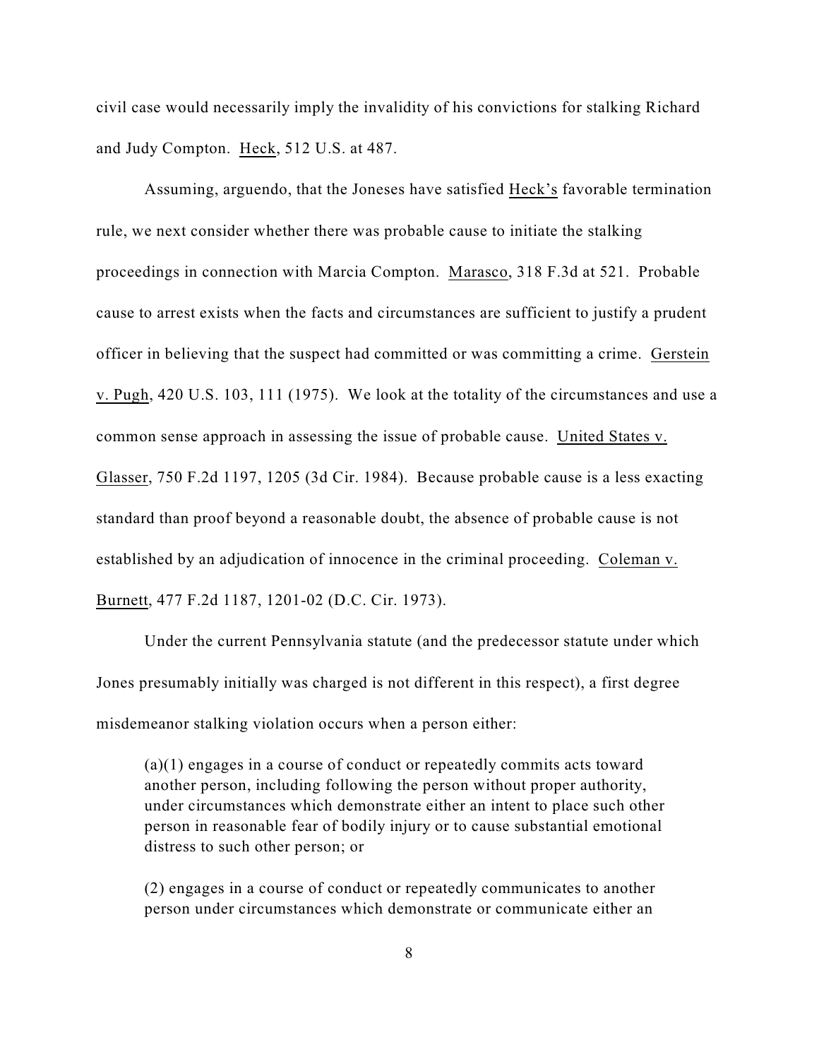civil case would necessarily imply the invalidity of his convictions for stalking Richard and Judy Compton. Heck, 512 U.S. at 487.

Assuming, arguendo, that the Joneses have satisfied Heck's favorable termination rule, we next consider whether there was probable cause to initiate the stalking proceedings in connection with Marcia Compton. Marasco, 318 F.3d at 521. Probable cause to arrest exists when the facts and circumstances are sufficient to justify a prudent officer in believing that the suspect had committed or was committing a crime. Gerstein v. Pugh, 420 U.S. 103, 111 (1975). We look at the totality of the circumstances and use a common sense approach in assessing the issue of probable cause. United States v. Glasser, 750 F.2d 1197, 1205 (3d Cir. 1984). Because probable cause is a less exacting standard than proof beyond a reasonable doubt, the absence of probable cause is not established by an adjudication of innocence in the criminal proceeding. Coleman v. Burnett, 477 F.2d 1187, 1201-02 (D.C. Cir. 1973).

Under the current Pennsylvania statute (and the predecessor statute under which Jones presumably initially was charged is not different in this respect), a first degree misdemeanor stalking violation occurs when a person either:

> (a)(1) engages in a course of conduct or repeatedly commits acts toward another person, including following the person without proper authority, under circumstances which demonstrate either an intent to place such other person in reasonable fear of bodily injury or to cause substantial emotional distress to such other person; or
>
> (2) engages in a course of conduct or repeatedly communicates to another person under circumstances which demonstrate or communicate either an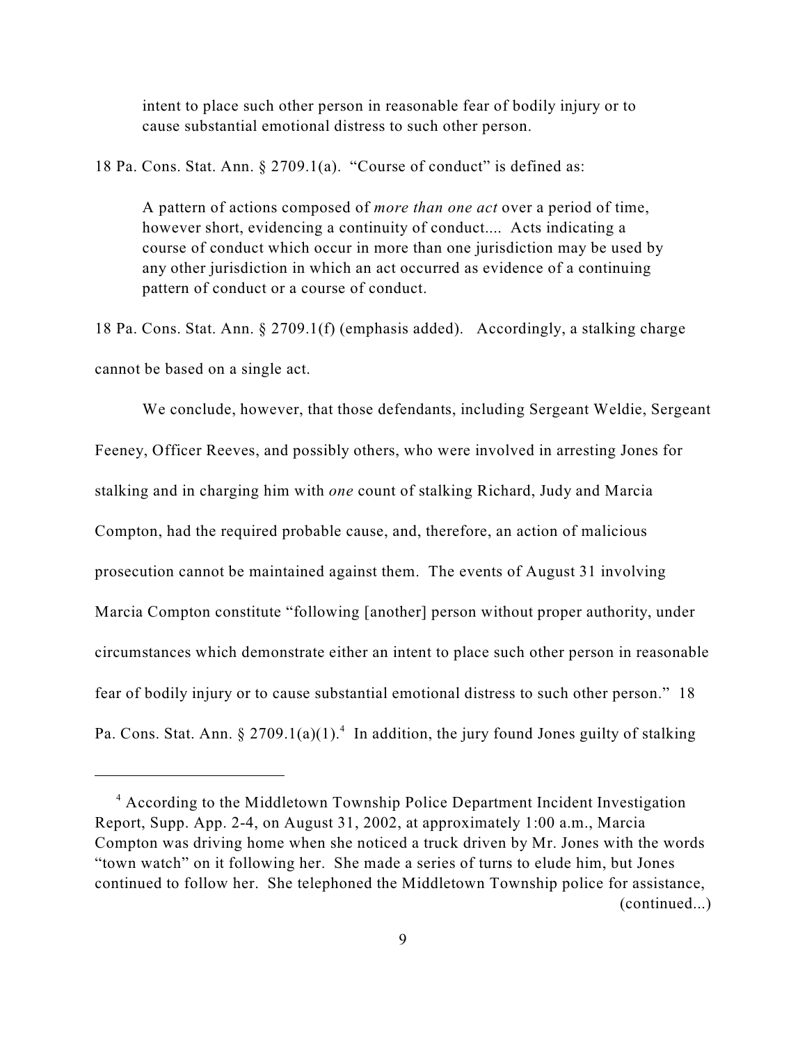intent to place such other person in reasonable fear of bodily injury or to cause substantial emotional distress to such other person.

18 Pa. Cons. Stat. Ann. § 2709.1(a). "Course of conduct" is defined as:

> A pattern of actions composed of *more than one act* over a period of time, however short, evidencing a continuity of conduct.... Acts indicating a course of conduct which occur in more than one jurisdiction may be used by any other jurisdiction in which an act occurred as evidence of a continuing pattern of conduct or a course of conduct.

18 Pa. Cons. Stat. Ann. § 2709.1(f) (emphasis added). Accordingly, a stalking charge cannot be based on a single act.

We conclude, however, that those defendants, including Sergeant Weldie, Sergeant Feeney, Officer Reeves, and possibly others, who were involved in arresting Jones for stalking and in charging him with *one* count of stalking Richard, Judy and Marcia Compton, had the required probable cause, and, therefore, an action of malicious prosecution cannot be maintained against them. The events of August 31 involving Marcia Compton constitute "following [another] person without proper authority, under circumstances which demonstrate either an intent to place such other person in reasonable fear of bodily injury or to cause substantial emotional distress to such other person." 18 Pa. Cons. Stat. Ann. § 2709.1(a)(1).[4] In addition, the jury found Jones guilty of stalking

---

[4] According to the Middletown Township Police Department Incident Investigation Report, Supp. App. 2-4, on August 31, 2002, at approximately 1:00 a.m., Marcia Compton was driving home when she noticed a truck driven by Mr. Jones with the words "town watch" on it following her. She made a series of turns to elude him, but Jones continued to follow her. She telephoned the Middletown Township police for assistance, (continued...)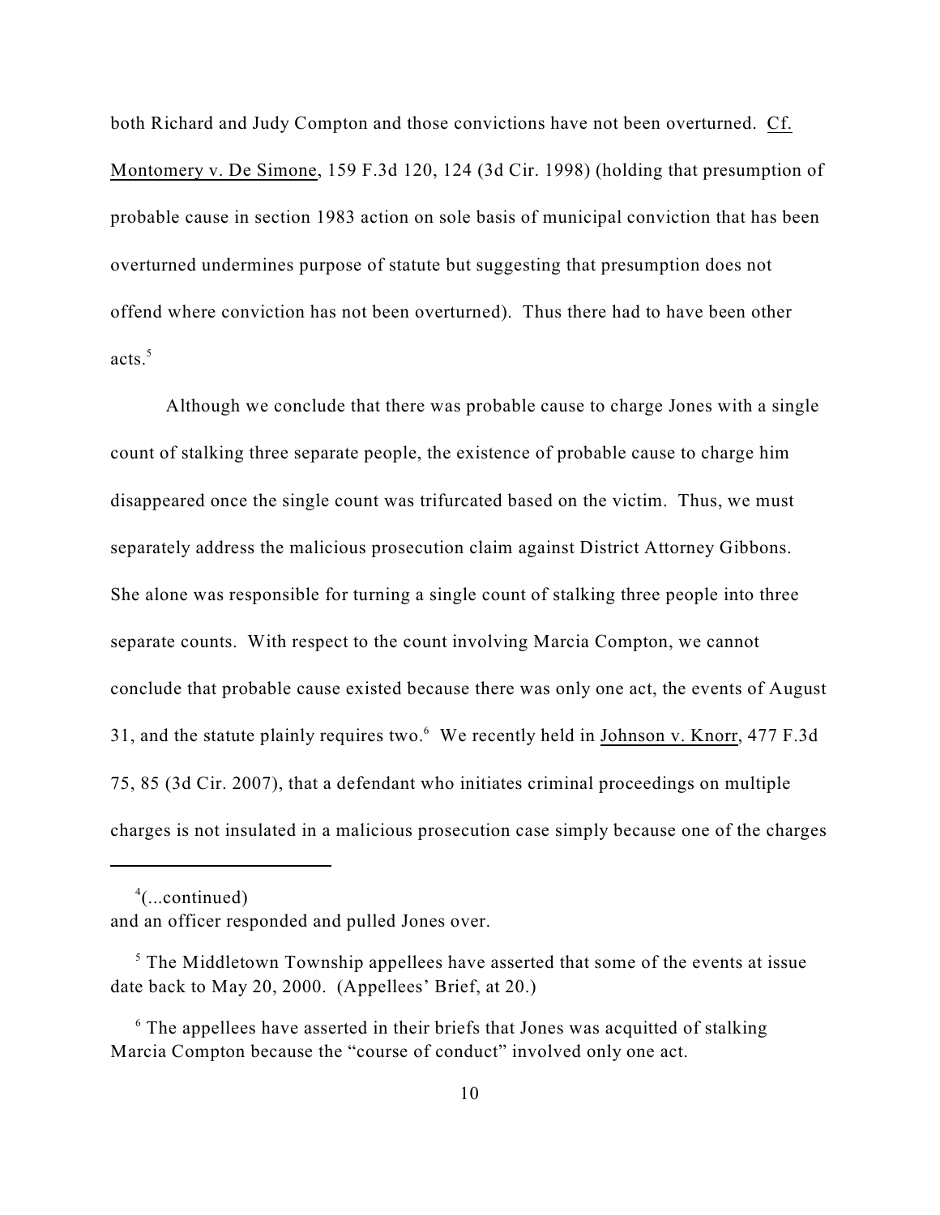both Richard and Judy Compton and those convictions have not been overturned. Cf. Montomery v. De Simone, 159 F.3d 120, 124 (3d Cir. 1998) (holding that presumption of probable cause in section 1983 action on sole basis of municipal conviction that has been overturned undermines purpose of statute but suggesting that presumption does not offend where conviction has not been overturned). Thus there had to have been other acts.[5]

Although we conclude that there was probable cause to charge Jones with a single count of stalking three separate people, the existence of probable cause to charge him disappeared once the single count was trifurcated based on the victim. Thus, we must separately address the malicious prosecution claim against District Attorney Gibbons. She alone was responsible for turning a single count of stalking three people into three separate counts. With respect to the count involving Marcia Compton, we cannot conclude that probable cause existed because there was only one act, the events of August 31, and the statute plainly requires two.[6] We recently held in Johnson v. Knorr, 477 F.3d 75, 85 (3d Cir. 2007), that a defendant who initiates criminal proceedings on multiple charges is not insulated in a malicious prosecution case simply because one of the charges

---

[4](...continued)
and an officer responded and pulled Jones over.

[5] The Middletown Township appellees have asserted that some of the events at issue date back to May 20, 2000. (Appellees' Brief, at 20.)

[6] The appellees have asserted in their briefs that Jones was acquitted of stalking Marcia Compton because the "course of conduct" involved only one act.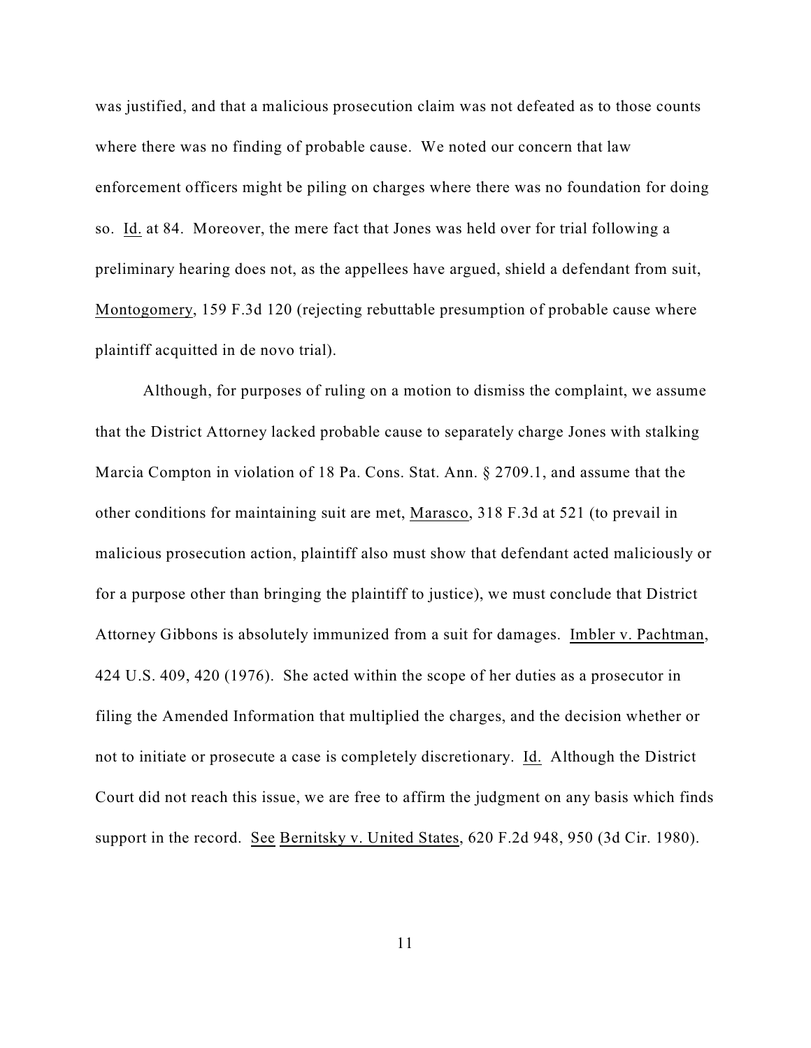was justified, and that a malicious prosecution claim was not defeated as to those counts where there was no finding of probable cause. We noted our concern that law enforcement officers might be piling on charges where there was no foundation for doing so. Id. at 84. Moreover, the mere fact that Jones was held over for trial following a preliminary hearing does not, as the appellees have argued, shield a defendant from suit, Montogomery, 159 F.3d 120 (rejecting rebuttable presumption of probable cause where plaintiff acquitted in de novo trial).

Although, for purposes of ruling on a motion to dismiss the complaint, we assume that the District Attorney lacked probable cause to separately charge Jones with stalking Marcia Compton in violation of 18 Pa. Cons. Stat. Ann. § 2709.1, and assume that the other conditions for maintaining suit are met, Marasco, 318 F.3d at 521 (to prevail in malicious prosecution action, plaintiff also must show that defendant acted maliciously or for a purpose other than bringing the plaintiff to justice), we must conclude that District Attorney Gibbons is absolutely immunized from a suit for damages. Imbler v. Pachtman, 424 U.S. 409, 420 (1976). She acted within the scope of her duties as a prosecutor in filing the Amended Information that multiplied the charges, and the decision whether or not to initiate or prosecute a case is completely discretionary. Id. Although the District Court did not reach this issue, we are free to affirm the judgment on any basis which finds support in the record. See Bernitsky v. United States, 620 F.2d 948, 950 (3d Cir. 1980).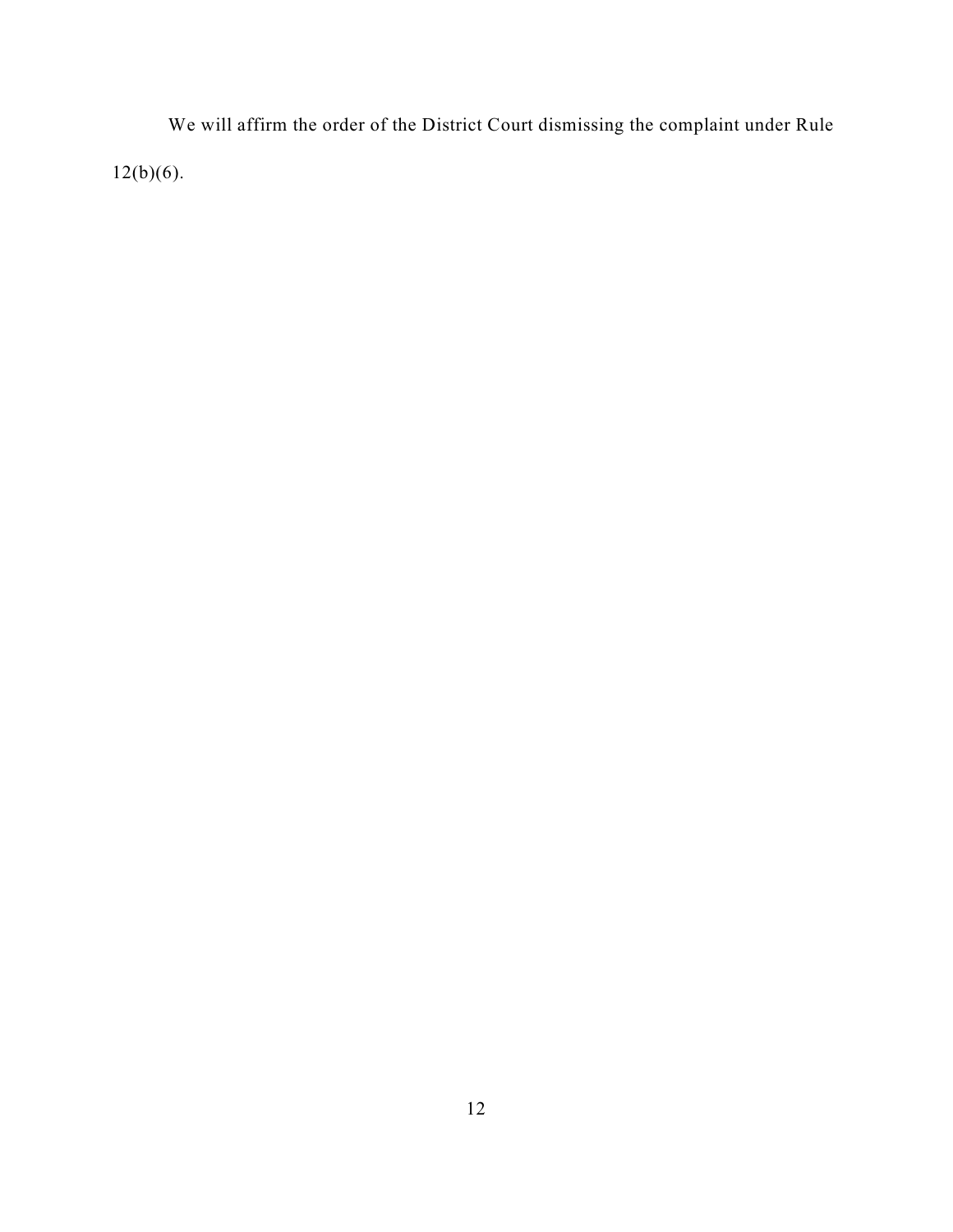We will affirm the order of the District Court dismissing the complaint under Rule 12(b)(6).